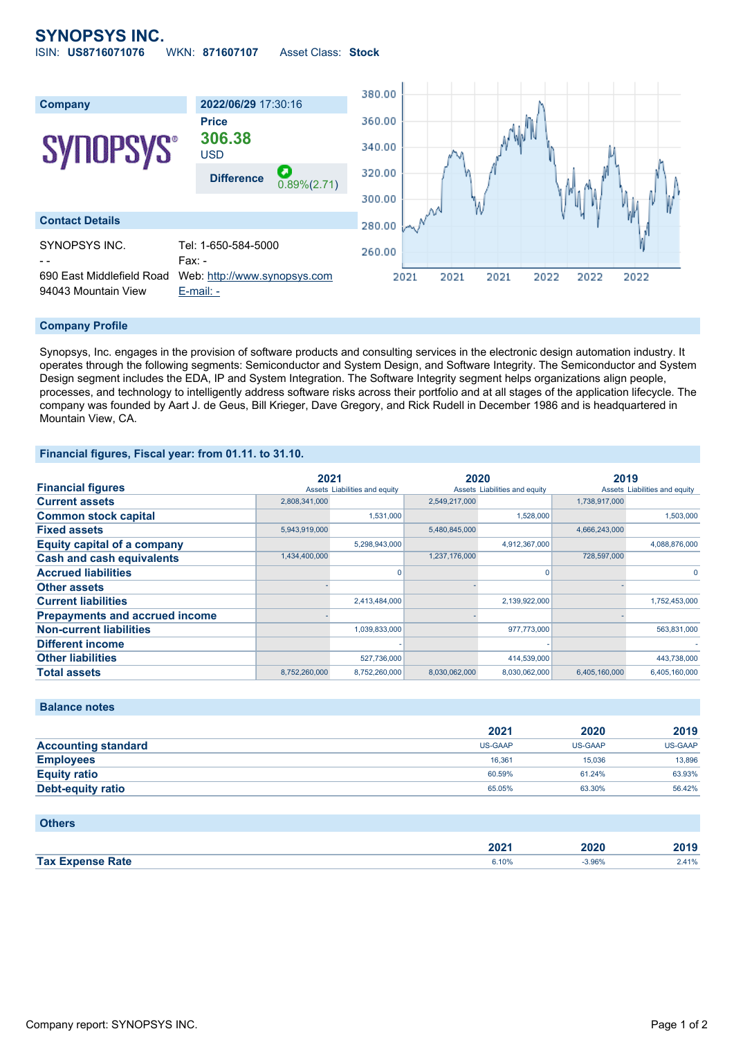# SYNOPSYS INC.

ISIN: **US8716071076** WKN: **871607107** Asset Class: **Stock**

| Company | 2022/06/29 17:30:16 |
|---|---|
| | **Price** |
| | **306.38** |
| | USD |
| | **Difference** 0.89%(2.71) |

## Contact Details

| | |
|---|---|
| SYNOPSYS INC. | Tel: 1-650-584-5000 |
| - - | Fax: - |
| 690 East Middlefield Road | Web: http://www.synopsys.com |
| 94043 Mountain View | E-mail: - |

## Company Profile

Synopsys, Inc. engages in the provision of software products and consulting services in the electronic design automation industry. It operates through the following segments: Semiconductor and System Design, and Software Integrity. The Semiconductor and System Design segment includes the EDA, IP and System Integration. The Software Integrity segment helps organizations align people, processes, and technology to intelligently address software risks across their portfolio and at all stages of the application lifecycle. The company was founded by Aart J. de Geus, Bill Krieger, Dave Gregory, and Rick Rudell in December 1986 and is headquartered in Mountain View, CA.

## Financial figures, Fiscal year: from 01.11. to 31.10.

| Financial figures | 2021 | | 2020 | | 2019 | |
|---|---|---|---|---|---|---|
| | Assets | Liabilities and equity | Assets | Liabilities and equity | Assets | Liabilities and equity |
| **Current assets** | 2,808,341,000 | | 2,549,217,000 | | 1,738,917,000 | |
| **Common stock capital** | | 1,531,000 | | 1,528,000 | | 1,503,000 |
| **Fixed assets** | 5,943,919,000 | | 5,480,845,000 | | 4,666,243,000 | |
| **Equity capital of a company** | | 5,298,943,000 | | 4,912,367,000 | | 4,088,876,000 |
| **Cash and cash equivalents** | 1,434,400,000 | | 1,237,176,000 | | 728,597,000 | |
| **Accrued liabilities** | | 0 | | 0 | | 0 |
| **Other assets** | - | | - | | - | |
| **Current liabilities** | | 2,413,484,000 | | 2,139,922,000 | | 1,752,453,000 |
| **Prepayments and accrued income** | - | | - | | - | |
| **Non-current liabilities** | | 1,039,833,000 | | 977,773,000 | | 563,831,000 |
| **Different income** | | - | | - | | - |
| **Other liabilities** | | 527,736,000 | | 414,539,000 | | 443,738,000 |
| **Total assets** | 8,752,260,000 | 8,752,260,000 | 8,030,062,000 | 8,030,062,000 | 6,405,160,000 | 6,405,160,000 |

## Balance notes

| | 2021 | 2020 | 2019 |
|---|---|---|---|
| **Accounting standard** | US-GAAP | US-GAAP | US-GAAP |
| **Employees** | 16,361 | 15,036 | 13,896 |
| **Equity ratio** | 60.59% | 61.24% | 63.93% |
| **Debt-equity ratio** | 65.05% | 63.30% | 56.42% |

## Others

| | 2021 | 2020 | 2019 |
|---|---|---|---|
| **Tax Expense Rate** | 6.10% | -3.96% | 2.41% |

Company report: SYNOPSYS INC.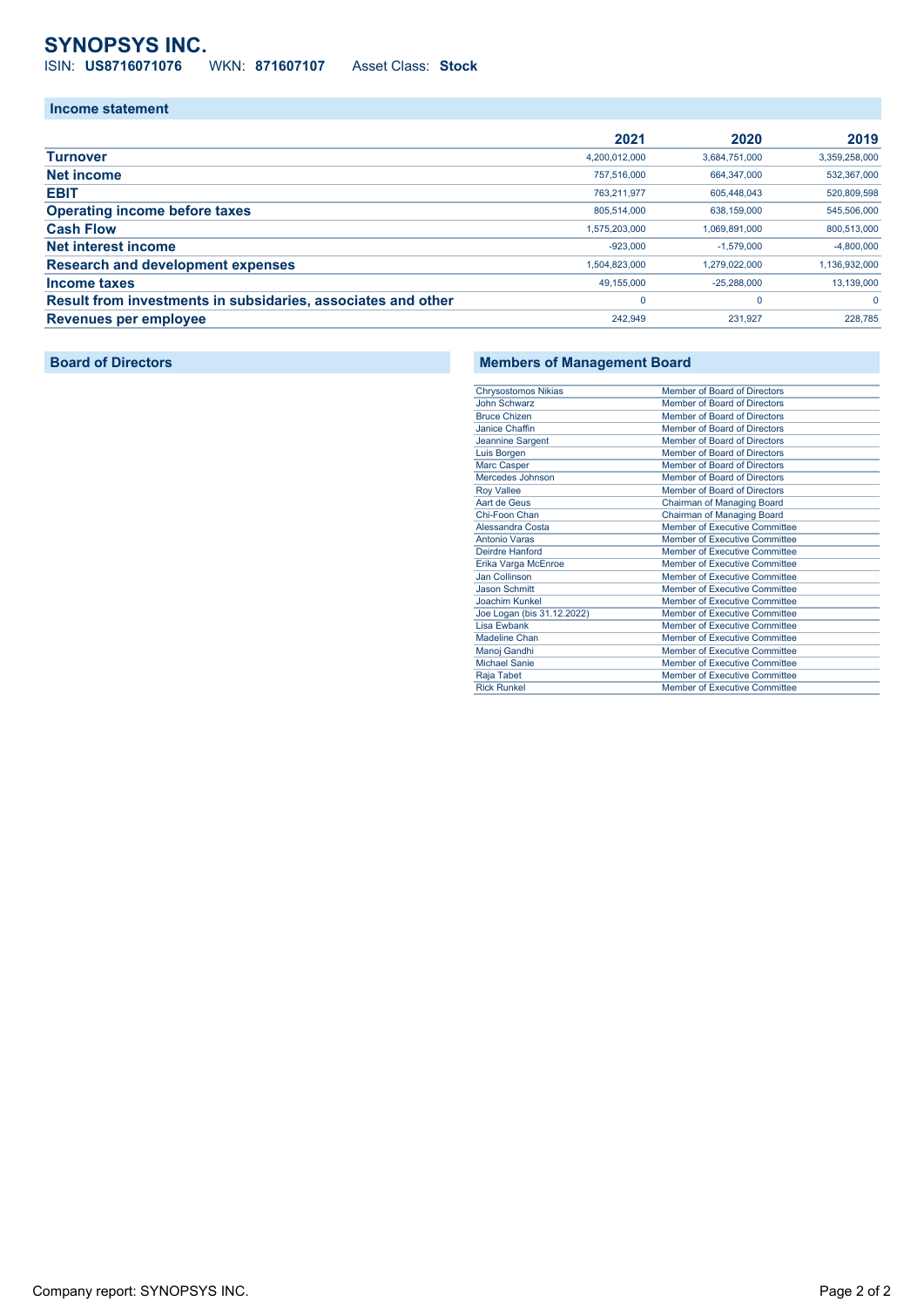# SYNOPSYS INC.

ISIN: **US8716071076** WKN: **871607107** Asset Class: **Stock**

## Income statement

| | 2021 | 2020 | 2019 |
|---|---|---|---|
| **Turnover** | 4,200,012,000 | 3,684,751,000 | 3,359,258,000 |
| **Net income** | 757,516,000 | 664,347,000 | 532,367,000 |
| **EBIT** | 763,211,977 | 605,448,043 | 520,809,598 |
| **Operating income before taxes** | 805,514,000 | 638,159,000 | 545,506,000 |
| **Cash Flow** | 1,575,203,000 | 1,069,891,000 | 800,513,000 |
| **Net interest income** | -923,000 | -1,579,000 | -4,800,000 |
| **Research and development expenses** | 1,504,823,000 | 1,279,022,000 | 1,136,932,000 |
| **Income taxes** | 49,155,000 | -25,288,000 | 13,139,000 |
| **Result from investments in subsidaries, associates and other** | 0 | 0 | 0 |
| **Revenues per employee** | 242,949 | 231,927 | 228,785 |

## Board of Directors

## Members of Management Board

| | |
|---|---|
| Chrysostomos Nikias | Member of Board of Directors |
| John Schwarz | Member of Board of Directors |
| Bruce Chizen | Member of Board of Directors |
| Janice Chaffin | Member of Board of Directors |
| Jeannine Sargent | Member of Board of Directors |
| Luis Borgen | Member of Board of Directors |
| Marc Casper | Member of Board of Directors |
| Mercedes Johnson | Member of Board of Directors |
| Roy Vallee | Member of Board of Directors |
| Aart de Geus | Chairman of Managing Board |
| Chi-Foon Chan | Chairman of Managing Board |
| Alessandra Costa | Member of Executive Committee |
| Antonio Varas | Member of Executive Committee |
| Deirdre Hanford | Member of Executive Committee |
| Erika Varga McEnroe | Member of Executive Committee |
| Jan Collinson | Member of Executive Committee |
| Jason Schmitt | Member of Executive Committee |
| Joachim Kunkel | Member of Executive Committee |
| Joe Logan (bis 31.12.2022) | Member of Executive Committee |
| Lisa Ewbank | Member of Executive Committee |
| Madeline Chan | Member of Executive Committee |
| Manoj Gandhi | Member of Executive Committee |
| Michael Sanie | Member of Executive Committee |
| Raja Tabet | Member of Executive Committee |
| Rick Runkel | Member of Executive Committee |